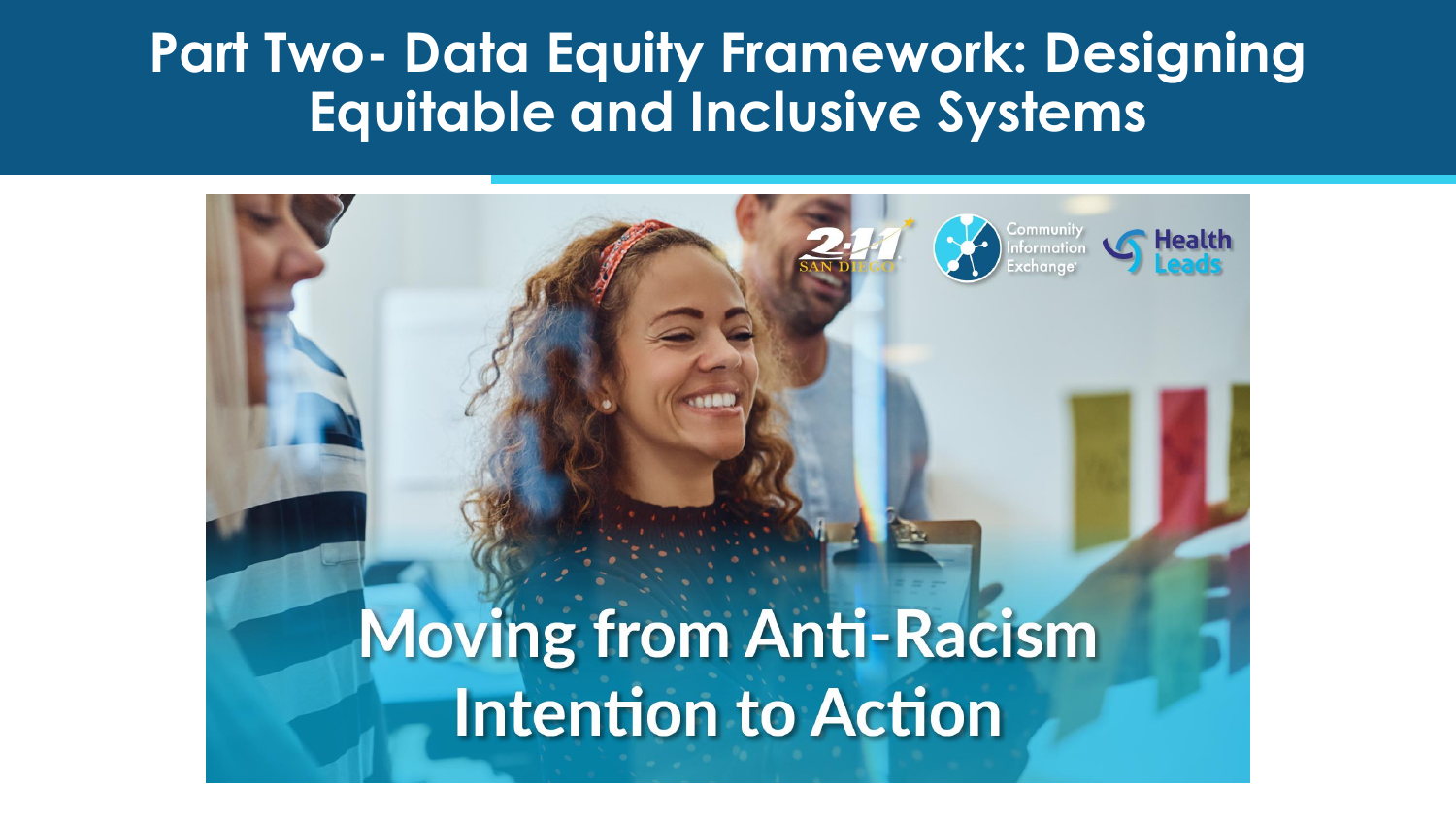# Part Two- Data Equity Framework: Designing Equitable and Inclusive Systems

2-1-1 SAN DIEGO

Community Information Exchange

Health Leads

Moving from Anti-Racism Intention to Action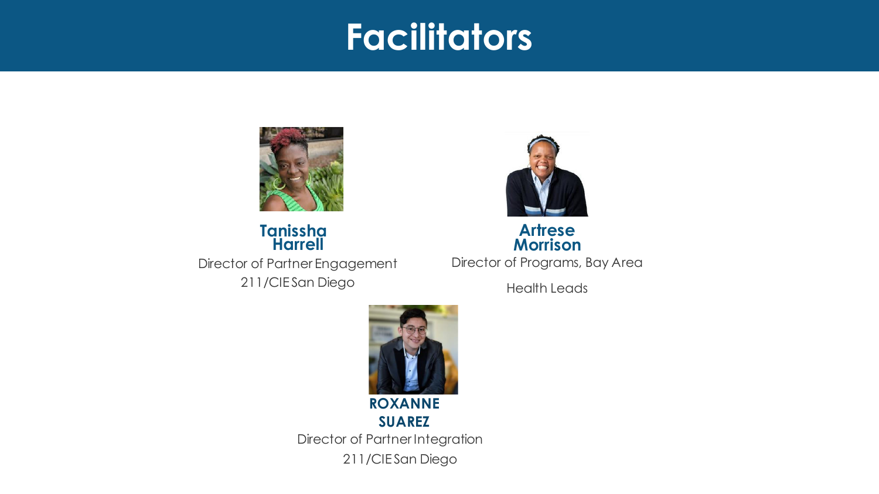# Facilitators

**Tanissha Harrell**
Director of Partner Engagement
211/CIE San Diego

**Artrese Morrison**
Director of Programs, Bay Area
Health Leads

**ROXANNE SUAREZ**
Director of Partner Integration
211/CIE San Diego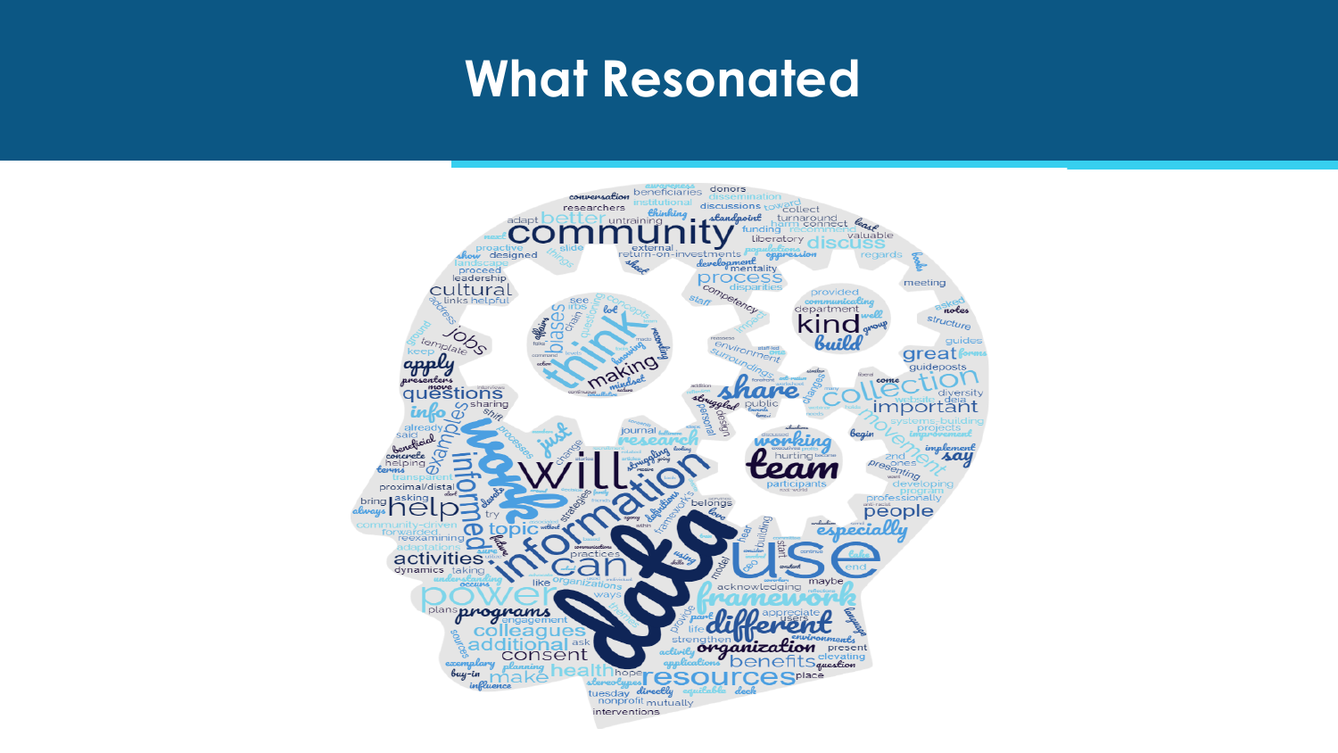# What Resonated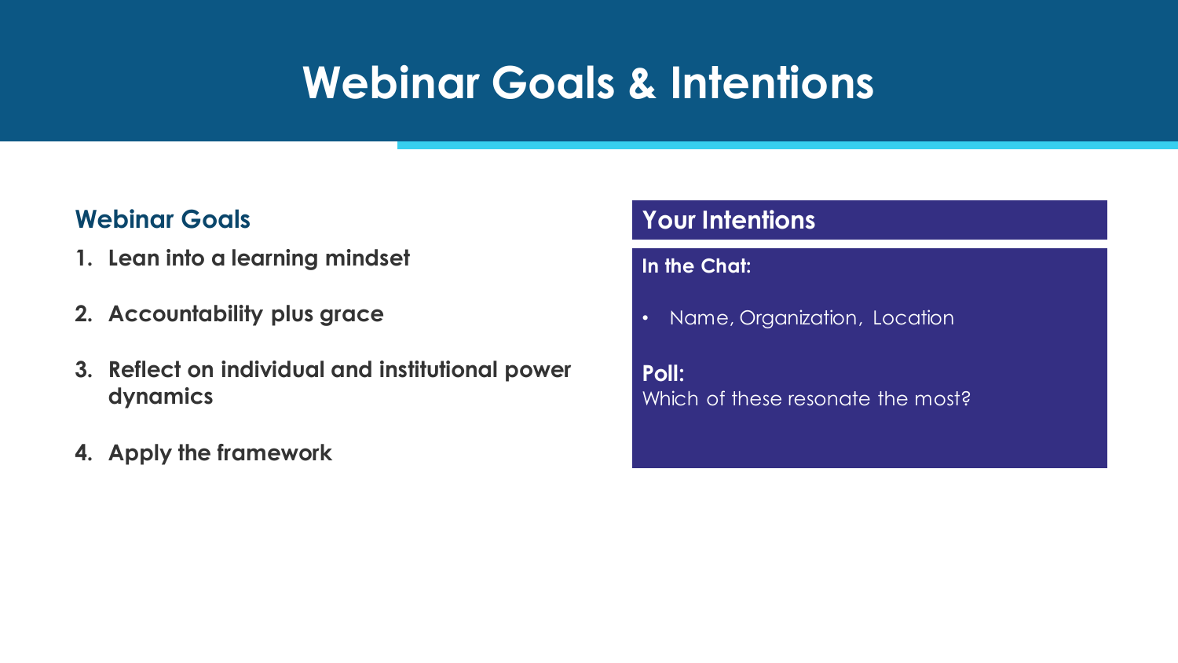# Webinar Goals & Intentions

## Webinar Goals

1. **Lean into a learning mindset**
2. **Accountability plus grace**
3. **Reflect on individual and institutional power dynamics**
4. **Apply the framework**

## Your Intentions

**In the Chat:**

- Name, Organization, Location

**Poll:**
Which of these resonate the most?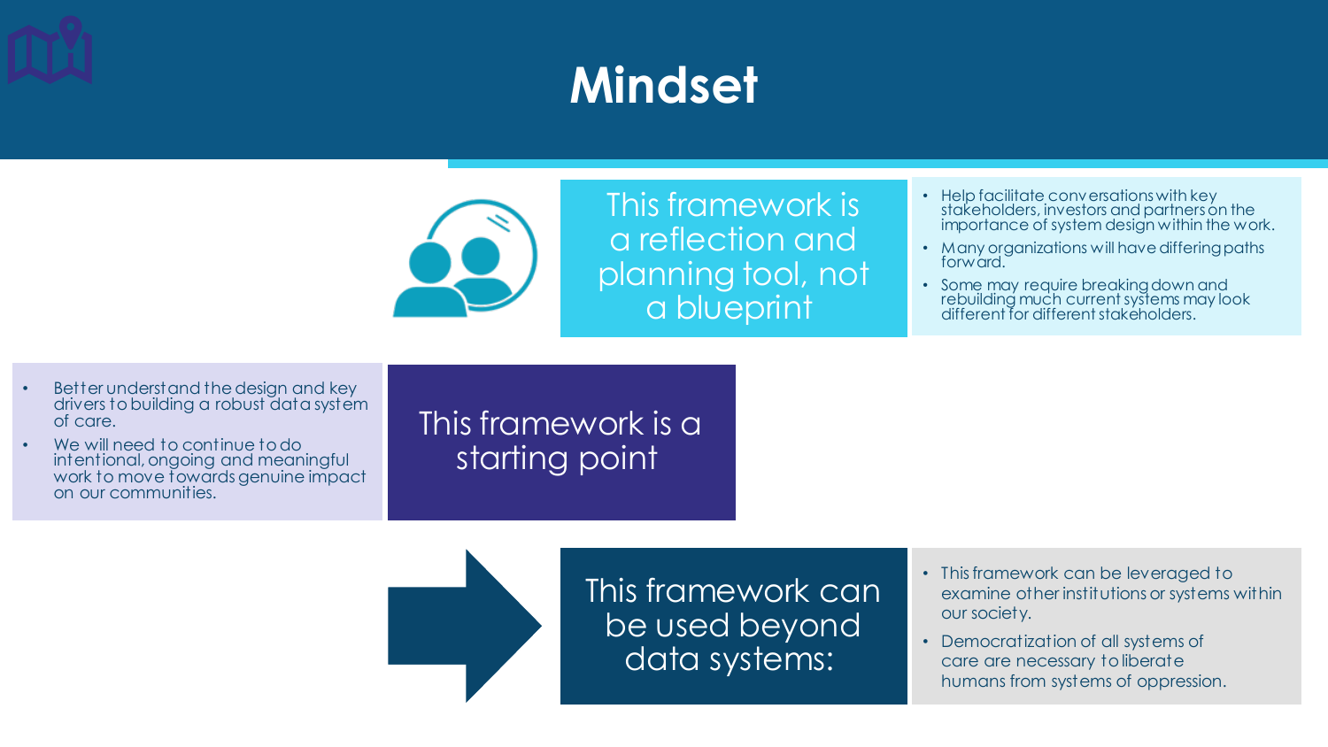# Mindset

## This framework is a reflection and planning tool, not a blueprint

- Help facilitate conversations with key stakeholders, investors and partners on the importance of system design within the work.
- Many organizations will have differing paths forward.
- Some may require breaking down and rebuilding much current systems may look different for different stakeholders.

## This framework is a starting point

- Better understand the design and key drivers to building a robust data system of care.
- We will need to continue to do intentional, ongoing and meaningful work to move towards genuine impact on our communities.

## This framework can be used beyond data systems:

- This framework can be leveraged to examine other institutions or systems within our society.
- Democratization of all systems of care are necessary to liberate humans from systems of oppression.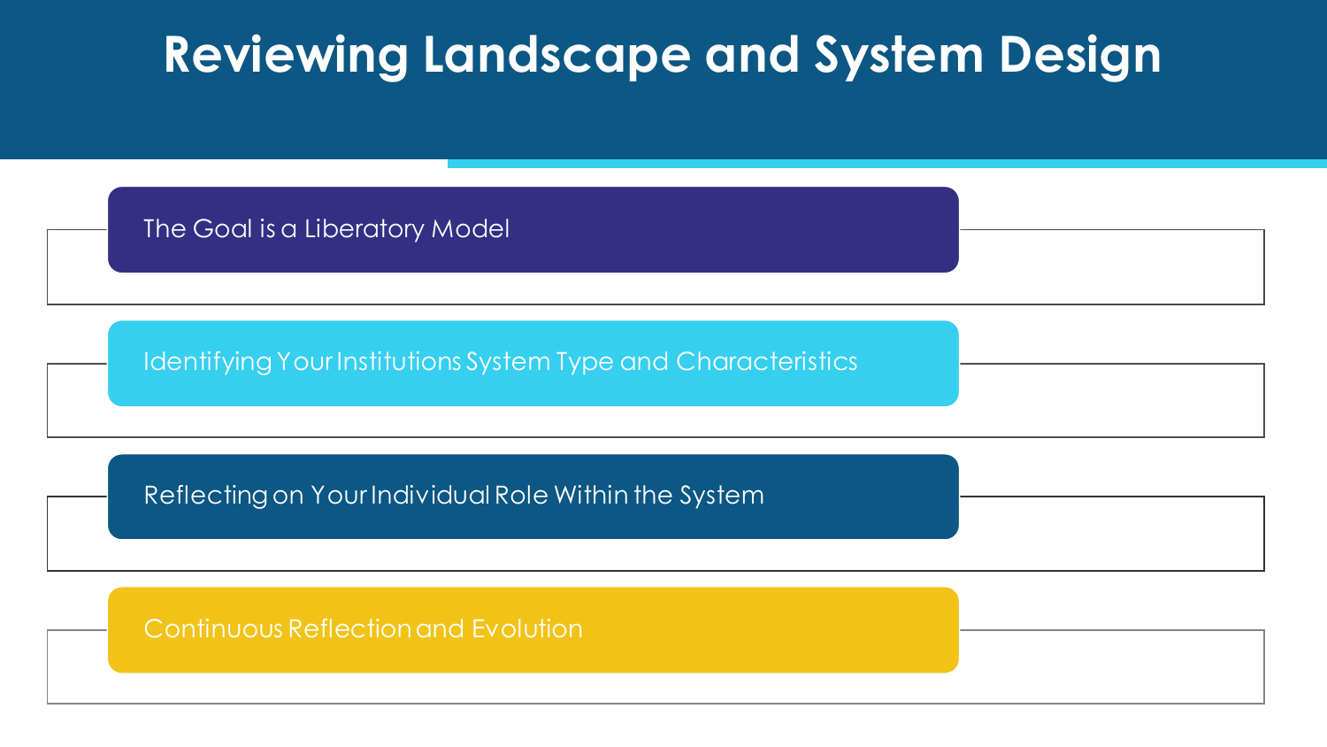# Reviewing Landscape and System Design

- The Goal is a Liberatory Model
- Identifying Your Institutions System Type and Characteristics
- Reflecting on Your Individual Role Within the System
- Continuous Reflection and Evolution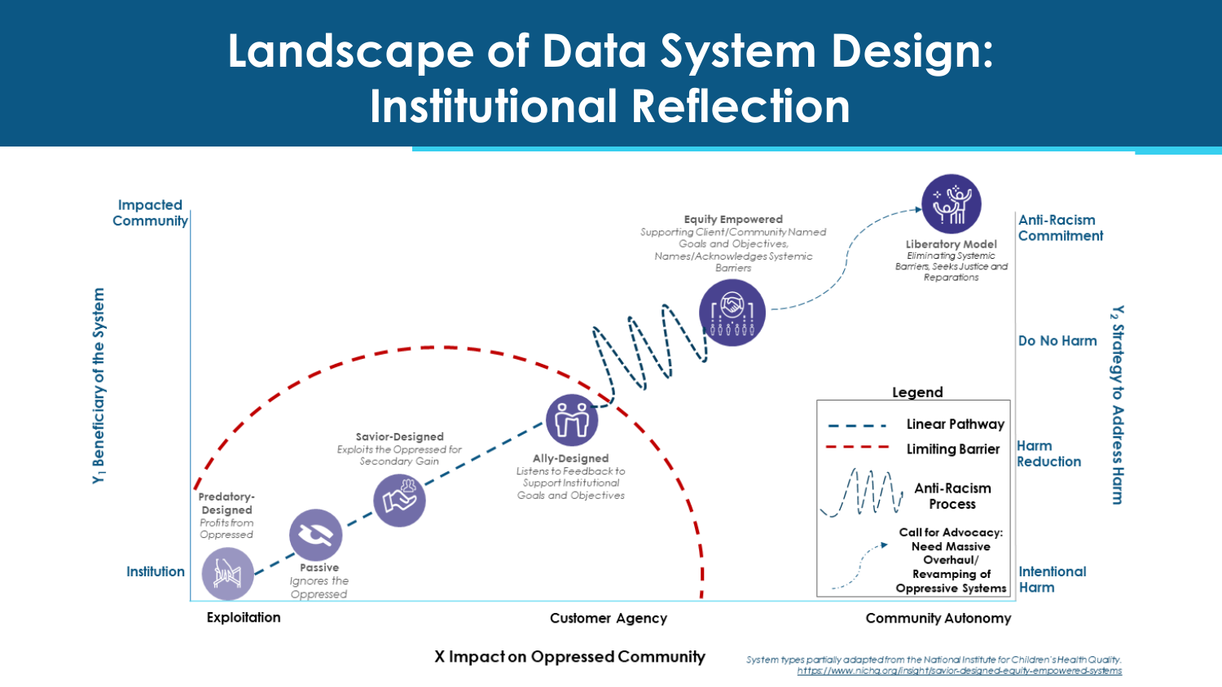# Landscape of Data System Design: Institutional Reflection

$Y_1$ Beneficiary of the System

Impacted Community

Institution

$Y_2$ Strategy to Address Harm

Anti-Racism Commitment

Do No Harm

Harm Reduction

Intentional Harm

**Predatory-Designed**
*Profits from Oppressed*

**Passive**
*Ignores the Oppressed*

**Savior-Designed**
*Exploits the Oppressed for Secondary Gain*

**Ally-Designed**
*Listens to Feedback to Support Institutional Goals and Objectives*

**Equity Empowered**
*Supporting Client/Community Named Goals and Objectives, Names/Acknowledges Systemic Barriers*

**Liberatory Model**
*Eliminating Systemic Barriers, Seeks Justice and Reparations*

**Legend**

- Linear Pathway
- Limiting Barrier
- Anti-Racism Process
- Call for Advocacy: Need Massive Overhaul/ Revamping of Oppressive Systems

Exploitation | Customer Agency | Community Autonomy

**X Impact on Oppressed Community**

*System types partially adapted from the National Institute for Children's Health Quality. https://www.nichq.org/insight/savior-designed-equity-empowered-systems*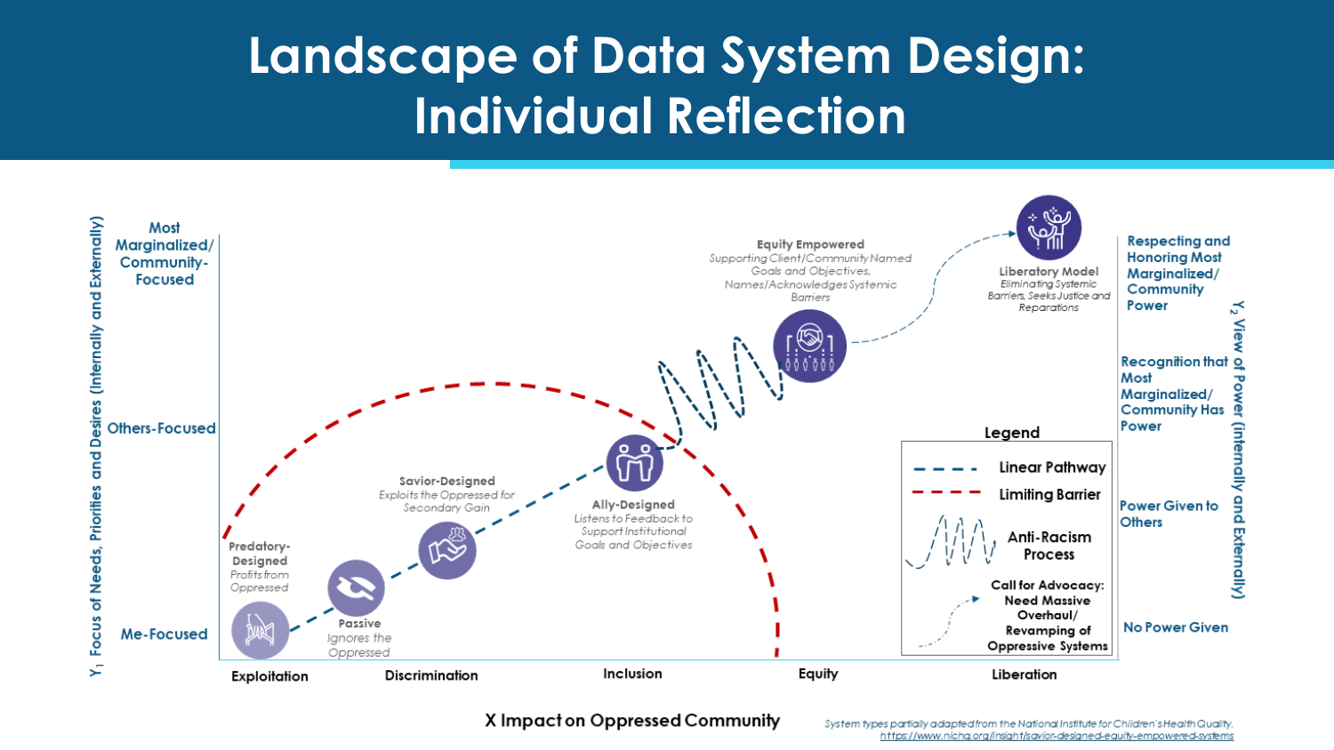# Landscape of Data System Design: Individual Reflection

$Y_1$ Focus of Needs, Priorities and Desires (Internally and Externally)

- Most Marginalized/ Community-Focused
- Others-Focused
- Me-Focused

**Predatory-Designed**
*Profits from Oppressed*

**Passive**
*Ignores the Oppressed*

**Savior-Designed**
*Exploits the Oppressed for Secondary Gain*

**Ally-Designed**
*Listens to Feedback to Support Institutional Goals and Objectives*

**Equity Empowered**
*Supporting Client/Community Named Goals and Objectives, Names/Acknowledges Systemic Barriers*

**Liberatory Model**
*Eliminating Systemic Barriers, Seeks Justice and Reparations*

**Legend**
- Linear Pathway
- Limiting Barrier
- Anti-Racism Process
- Call for Advocacy: Need Massive Overhaul/ Revamping of Oppressive Systems

$Y_2$ View of Power (Internally and Externally)

- Respecting and Honoring Most Marginalized/ Community Power
- Recognition that Most Marginalized/ Community Has Power
- Power Given to Others
- No Power Given

Exploitation | Discrimination | Inclusion | Equity | Liberation

X Impact on Oppressed Community

System types partially adapted from the National Institute for Children's Health Quality. https://www.nichq.org/insight/savior-designed-equity-empowered-systems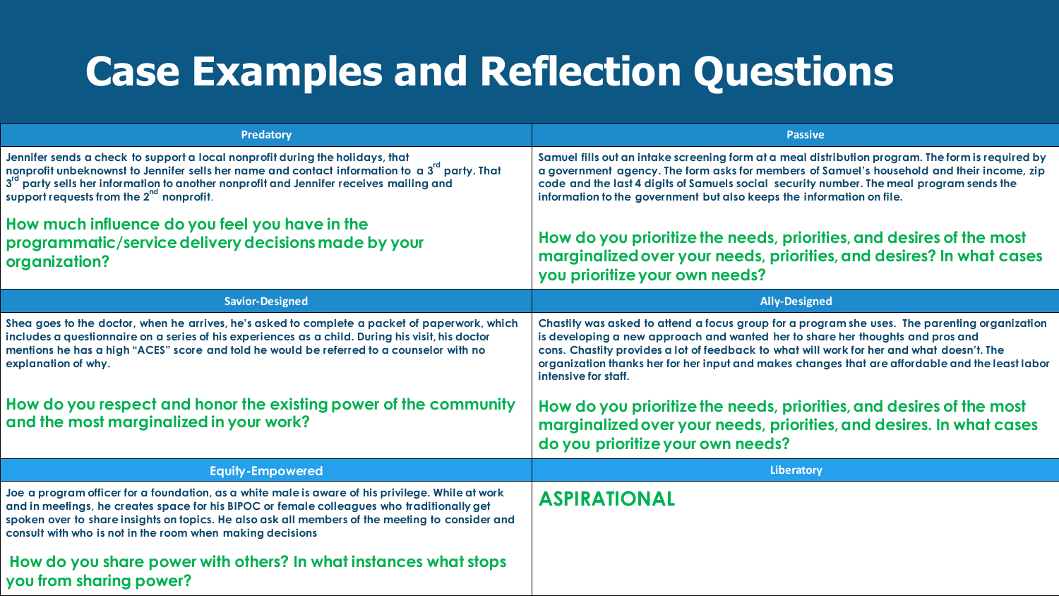# Case Examples and Reflection Questions

| Predatory | Passive |
| --- | --- |
| Jennifer sends a check to support a local nonprofit during the holidays, that nonprofit unbeknownst to Jennifer sells her name and contact information to a 3rd party. That 3rd party sells her information to another nonprofit and Jennifer receives mailing and support requests from the 2nd nonprofit.<br><br>**How much influence do you feel you have in the programmatic/service delivery decisions made by your organization?** | Samuel fills out an intake screening form at a meal distribution program. The form is required by a government agency. The form asks for members of Samuel's household and their income, zip code and the last 4 digits of Samuels social security number. The meal program sends the information to the government but also keeps the information on file.<br><br>**How do you prioritize the needs, priorities, and desires of the most marginalized over your needs, priorities, and desires? In what cases you prioritize your own needs?** |
| **Savior-Designed** | **Ally-Designed** |
| Shea goes to the doctor, when he arrives, he's asked to complete a packet of paperwork, which includes a questionnaire on a series of his experiences as a child. During his visit, his doctor mentions he has a high "ACES" score and told he would be referred to a counselor with no explanation of why.<br><br>**How do you respect and honor the existing power of the community and the most marginalized in your work?** | Chastity was asked to attend a focus group for a program she uses. The parenting organization is developing a new approach and wanted her to share her thoughts and pros and cons. Chastity provides a lot of feedback to what will work for her and what doesn't. The organization thanks her for her input and makes changes that are affordable and the least labor intensive for staff.<br><br>**How do you prioritize the needs, priorities, and desires of the most marginalized over your needs, priorities, and desires. In what cases do you prioritize your own needs?** |
| **Equity-Empowered** | **Liberatory** |
| Joe a program officer for a foundation, as a white male is aware of his privilege. While at work and in meetings, he creates space for his BIPOC or female colleagues who traditionally get spoken over to share insights on topics. He also ask all members of the meeting to consider and consult with who is not in the room when making decisions<br><br>**How do you share power with others? In what instances what stops you from sharing power?** | **ASPIRATIONAL** |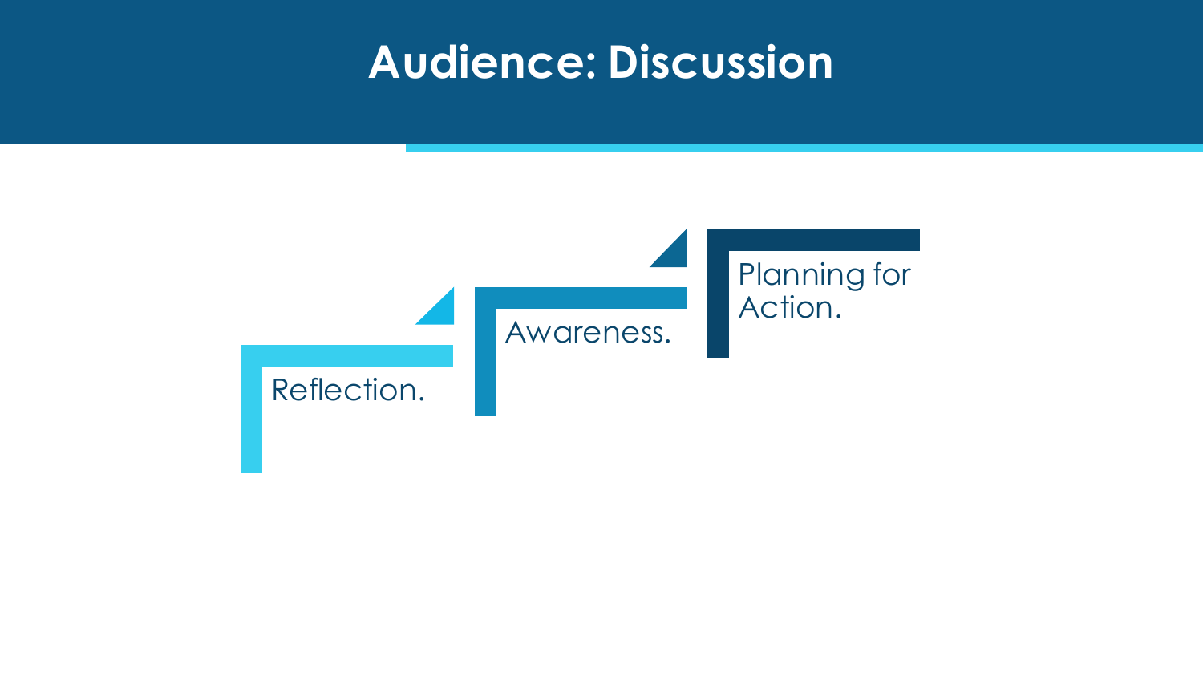# Audience: Discussion

Reflection.

Awareness.

Planning for Action.